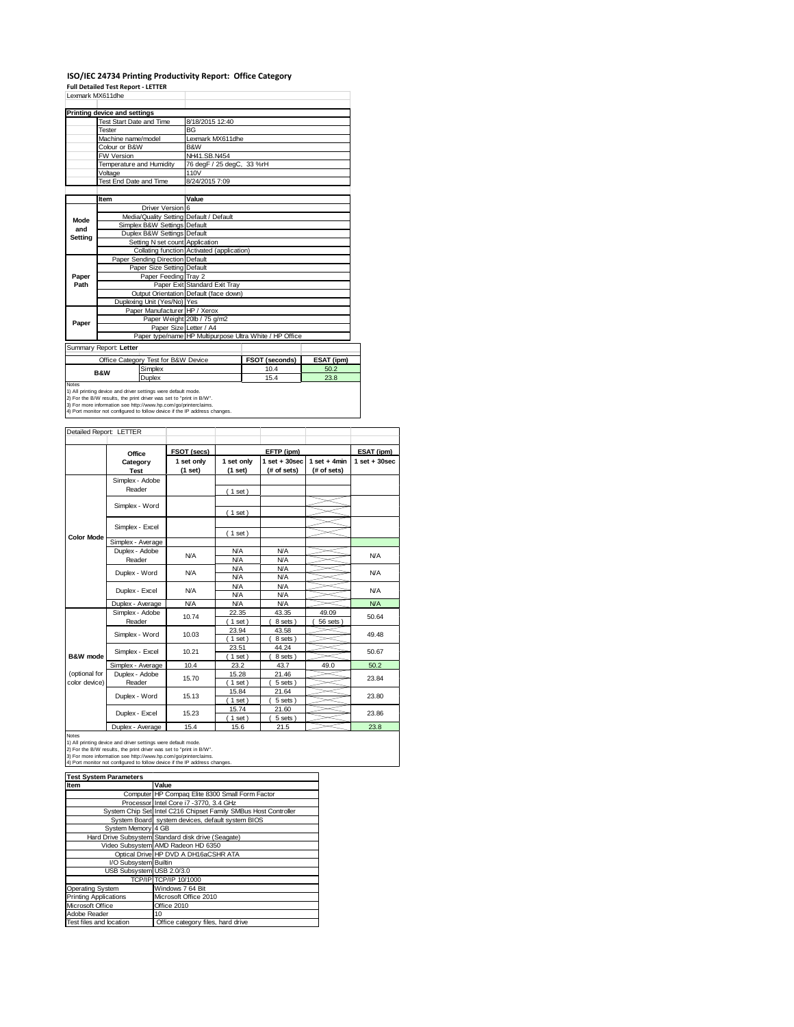# ISO/IEC 24734 Printing Productivity Report: Office Category

**Full Detailed Test Report - LETTER**

Lexmark MX611dhe

| Printing device and settings | |
|---|---|
| Test Start Date and Time | 8/18/2015 12:40 |
| Tester | BG |
| Machine name/model | Lexmark MX611dhe |
| Colour or B&W | B&W |
| FW Version | NH41.SB.N454 |
| Temperature and Humidity | 76 degF / 25 degC, 33 %rH |
| Voltage | 110V |
| Test End Date and Time | 8/24/2015 7:09 |

| | Item | Value |
|---|---|---|
| Mode and Setting | Driver Version | 6 |
| | Media/Quality Setting | Default / Default |
| | Simplex B&W Settings | Default |
| | Duplex B&W Settings | Default |
| | Setting N set count | Application |
| | Collating function | Activated (application) |
| Paper Path | Paper Sending Direction | Default |
| | Paper Size Setting | Default |
| | Paper Feeding | Tray 2 |
| | Paper Exit | Standard Exit Tray |
| | Output Orientation | Default (face down) |
| | Duplexing Unit (Yes/No) | Yes |
| Paper | Paper Manufacturer | HP / Xerox |
| | Paper Weight | 20lb / 75 g/m2 |
| | Paper Size | Letter / A4 |
| | Paper type/name | HP Multipurpose Ultra White / HP Office |

Summary Report: **Letter**

| Office Category Test for B&W Device | | FSOT (seconds) | ESAT (ipm) |
|---|---|---|---|
| B&W | Simplex | 10.4 | 50.2 |
| | Duplex | 15.4 | 23.8 |

Notes
1) All printing device and driver settings were default mode.
2) For the B/W results, the print driver was set to "print in B/W".
3) For more information see http://www.hp.com/go/printerclaims.
4) Port monitor not configured to follow device if the IP address changes.

Detailed Report: LETTER

| | Office Category Test | FSOT (secs) 1 set only (1 set) | EFTP (ipm) 1 set only (1 set) | EFTP (ipm) 1 set + 30sec (# of sets) | EFTP (ipm) 1 set + 4min (# of sets) | ESAT (ipm) 1 set + 30sec |
|---|---|---|---|---|---|---|
| Color Mode | Simplex - Adobe Reader | | ( 1 set ) | | | |
| | Simplex - Word | | ( 1 set ) | | | |
| | Simplex - Excel | | ( 1 set ) | | | |
| | Simplex - Average | | | | | |
| | Duplex - Adobe Reader | N/A | N/A / N/A | N/A / N/A | | N/A |
| | Duplex - Word | N/A | N/A / N/A | N/A / N/A | | N/A |
| | Duplex - Excel | N/A | N/A / N/A | N/A / N/A | | N/A |
| | Duplex - Average | N/A | N/A | N/A | | N/A |
| B&W mode (optional for color device) | Simplex - Adobe Reader | 10.74 | 22.35 ( 1 set ) | 43.35 ( 8 sets ) | 49.09 ( 56 sets ) | 50.64 |
| | Simplex - Word | 10.03 | 23.94 ( 1 set ) | 43.58 ( 8 sets ) | | 49.48 |
| | Simplex - Excel | 10.21 | 23.51 ( 1 set ) | 44.24 ( 8 sets ) | | 50.67 |
| | Simplex - Average | 10.4 | 23.2 | 43.7 | 49.0 | 50.2 |
| | Duplex - Adobe Reader | 15.70 | 15.28 ( 1 set ) | 21.46 ( 5 sets ) | | 23.84 |
| | Duplex - Word | 15.13 | 15.84 ( 1 set ) | 21.64 ( 5 sets ) | | 23.80 |
| | Duplex - Excel | 15.23 | 15.74 ( 1 set ) | 21.60 ( 5 sets ) | | 23.86 |
| | Duplex - Average | 15.4 | 15.6 | 21.5 | | 23.8 |

Notes
1) All printing device and driver settings were default mode.
2) For the B/W results, the print driver was set to "print in B/W".
3) For more information see http://www.hp.com/go/printerclaims.
4) Port monitor not configured to follow device if the IP address changes.

| Test System Parameters | |
|---|---|
| **Item** | **Value** |
| Computer | HP Compaq Elite 8300 Small Form Factor |
| Processor | Intel Core i7 -3770, 3.4 GHz |
| System Chip Set | Intel C216 Chipset Family SMBus Host Controller |
| System Board | system devices, default system BIOS |
| System Memory | 4 GB |
| Hard Drive Subsystem | Standard disk drive (Seagate) |
| Video Subsystem | AMD Radeon HD 6350 |
| Optical Drive | HP DVD A DH16aCSHR ATA |
| I/O Subsystem | Builtin |
| USB Subsystem | USB 2.0/3.0 |
| TCP/IP | TCP/IP 10/1000 |
| Operating System | Windows 7 64 Bit |
| Printing Applications | Microsoft Office 2010 |
| Microsoft Office | Office 2010 |
| Adobe Reader | 10 |
| Test files and location | Office category files, hard drive |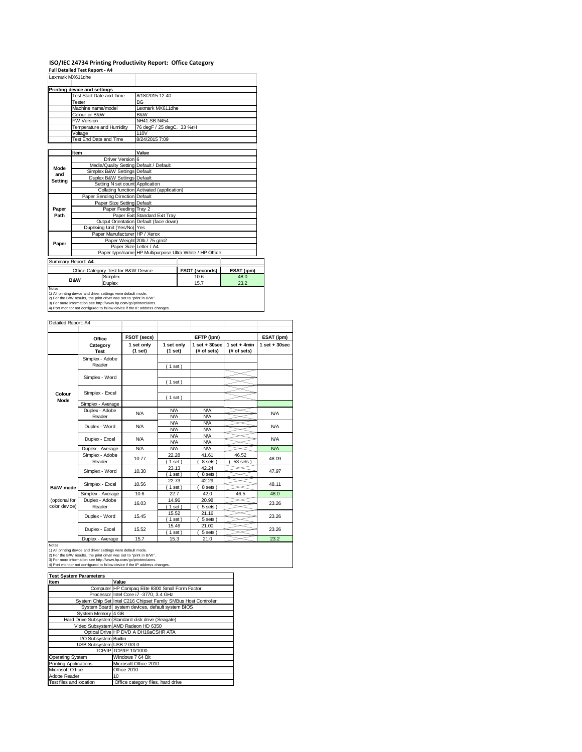# ISO/IEC 24734 Printing Productivity Report: Office Category

**Full Detailed Test Report - A4**

Lexmark MX611dhe

| Printing device and settings | |
|---|---|
| Test Start Date and Time | 8/18/2015 12:40 |
| Tester | BG |
| Machine name/model | Lexmark MX611dhe |
| Colour or B&W | B&W |
| FW Version | NH41.SB.N454 |
| Temperature and Humidity | 76 degF / 25 degC, 33 %rH |
| Voltage | 110V |
| Test End Date and Time | 8/24/2015 7:09 |

| | Item | Value |
|---|---|---|
| Mode and Setting | Driver Version | 6 |
| | Media/Quality Setting | Default / Default |
| | Simplex B&W Settings | Default |
| | Duplex B&W Settings | Default |
| | Setting N set count | Application |
| | Collating function | Activated (application) |
| Paper Path | Paper Sending Direction | Default |
| | Paper Size Setting | Default |
| | Paper Feeding | Tray 2 |
| | Paper Exit | Standard Exit Tray |
| | Output Orientation | Default (face down) |
| | Duplexing Unit (Yes/No) | Yes |
| Paper | Paper Manufacturer | HP / Xerox |
| | Paper Weight | 20lb / 75 g/m2 |
| | Paper Size | Letter / A4 |
| | Paper type/name | HP Multipurpose Ultra White / HP Office |

Summary Report: **A4**

| Office Category Test for B&W Device | | FSOT (seconds) | ESAT (ipm) |
|---|---|---|---|
| B&W | Simplex | 10.6 | 48.0 |
| | Duplex | 15.7 | 23.2 |

Notes
1) All printing device and driver settings were default mode.
2) For the B/W results, the print driver was set to "print in B/W".
3) For more information see http://www.hp.com/go/printerclaims.
4) Port monitor not configured to follow device if the IP address changes.

Detailed Report: A4

| | Office Category Test | FSOT (secs) 1 set only (1 set) | EFTP (ipm) 1 set only (1 set) | EFTP (ipm) 1 set + 30sec (# of sets) | EFTP (ipm) 1 set + 4min (# of sets) | ESAT (ipm) 1 set + 30sec |
|---|---|---|---|---|---|---|
| Colour Mode | Simplex - Adobe Reader | | ( 1 set ) | | | |
| | Simplex - Word | | ( 1 set ) | | | |
| | Simplex - Excel | | ( 1 set ) | | | |
| | Simplex - Average | | | | | |
| | Duplex - Adobe Reader | N/A | N/A<br>N/A | N/A<br>N/A | | N/A |
| | Duplex - Word | N/A | N/A<br>N/A | N/A<br>N/A | | N/A |
| | Duplex - Excel | N/A | N/A<br>N/A | N/A<br>N/A | | N/A |
| | Duplex - Average | N/A | N/A | N/A | | N/A |
| B&W mode (optional for color device) | Simplex - Adobe Reader | 10.77 | 22.28<br>( 1 set ) | 41.61<br>( 8 sets ) | 46.52<br>( 53 sets ) | 48.09 |
| | Simplex - Word | 10.38 | 23.13<br>( 1 set ) | 42.24<br>( 8 sets ) | | 47.97 |
| | Simplex - Excel | 10.56 | 22.73<br>( 1 set ) | 42.29<br>( 8 sets ) | | 48.11 |
| | Simplex - Average | 10.6 | 22.7 | 42.0 | 46.5 | 48.0 |
| | Duplex - Adobe Reader | 16.03 | 14.96<br>( 1 set ) | 20.98<br>( 5 sets ) | | 23.26 |
| | Duplex - Word | 15.45 | 15.52<br>( 1 set ) | 21.16<br>( 5 sets ) | | 23.26 |
| | Duplex - Excel | 15.52 | 15.46<br>( 1 set ) | 21.00<br>( 5 sets ) | | 23.26 |
| | Duplex - Average | 15.7 | 15.3 | 21.0 | | 23.2 |

Notes
1) All printing device and driver settings were default mode.
2) For the B/W results, the print driver was set to "print in B/W".
3) For more information see http://www.hp.com/go/printerclaims.
4) Port monitor not configured to follow device if the IP address changes.

| Test System Parameters | |
|---|---|
| **Item** | **Value** |
| Computer | HP Compaq Elite 8300 Small Form Factor |
| Processor | Intel Core i7 -3770, 3.4 GHz |
| System Chip Set | Intel C216 Chipset Family SMBus Host Controller |
| System Board | system devices, default system BIOS |
| System Memory | 4 GB |
| Hard Drive Subsystem | Standard disk drive (Seagate) |
| Video Subsystem | AMD Radeon HD 6350 |
| Optical Drive | HP DVD A DH16aCSHR ATA |
| I/O Subsystem | Builtin |
| USB Subsystem | USB 2.0/3.0 |
| TCP/IP | TCP/IP 10/1000 |
| Operating System | Windows 7 64 Bit |
| Printing Applications | Microsoft Office 2010 |
| Microsoft Office | Office 2010 |
| Adobe Reader | 10 |
| Test files and location | Office category files, hard drive |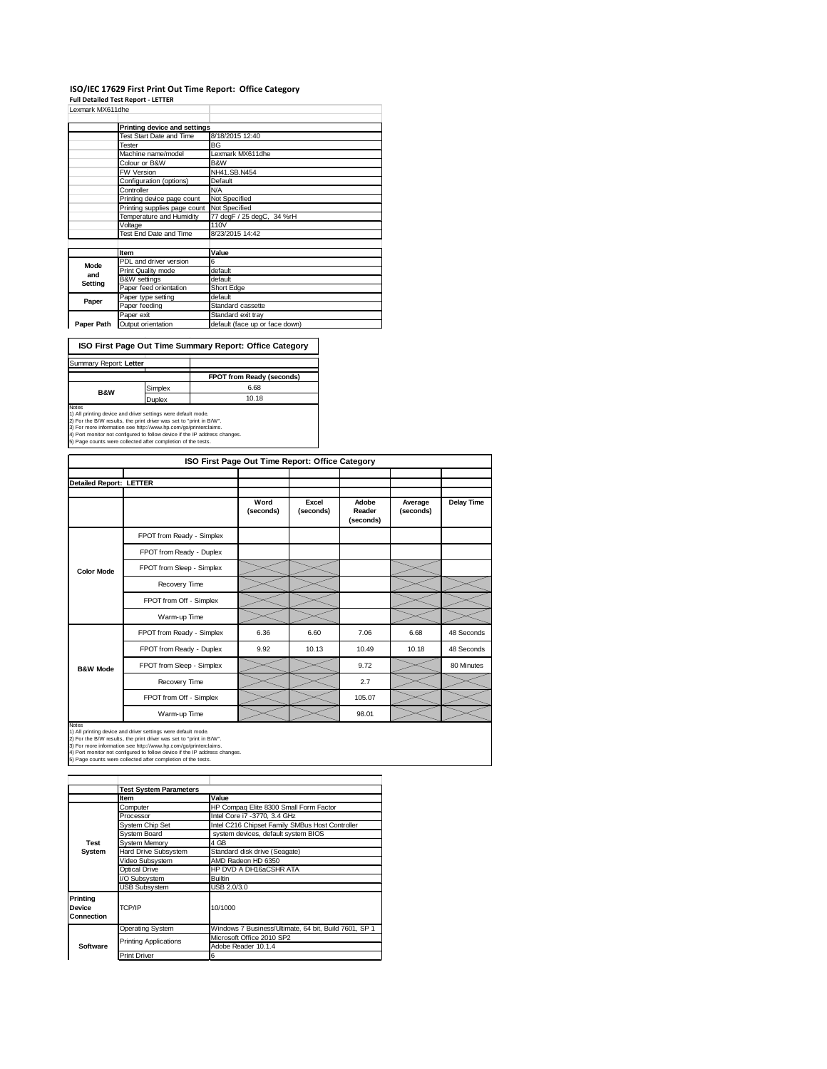# ISO/IEC 17629 First Print Out Time Report: Office Category

**Full Detailed Test Report - LETTER**

Lexmark MX611dhe

| | Printing device and settings | |
|---|---|---|
| | Test Start Date and Time | 8/18/2015 12:40 |
| | Tester | BG |
| | Machine name/model | Lexmark MX611dhe |
| | Colour or B&W | B&W |
| | FW Version | NH41.SB.N454 |
| | Configuration (options) | Default |
| | Controller | N/A |
| | Printing device page count | Not Specified |
| | Printing supplies page count | Not Specified |
| | Temperature and Humidity | 77 degF / 25 degC, 34 %rH |
| | Voltage | 110V |
| | Test End Date and Time | 8/23/2015 14:42 |

| | Item | Value |
|---|---|---|
| **Mode and Setting** | PDL and driver version | 6 |
| | Print Quality mode | default |
| | B&W settings | default |
| | Paper feed orientation | Short Edge |
| **Paper** | Paper type setting | default |
| | Paper feeding | Standard cassette |
| | Paper exit | Standard exit tray |
| **Paper Path** | Output orientation | default (face up or face down) |

## ISO First Page Out Time Summary Report: Office Category

Summary Report: **Letter**

| | | FPOT from Ready (seconds) |
|---|---|---|
| **B&W** | Simplex | 6.68 |
| | Duplex | 10.18 |

Notes
1) All printing device and driver settings were default mode.
2) For the B/W results, the print driver was set to "print in B/W".
3) For more information see http://www.hp.com/go/printerclaims.
4) Port monitor not configured to follow device if the IP address changes.
5) Page counts were collected after completion of the tests.

## ISO First Page Out Time Report: Office Category

**Detailed Report: LETTER**

| | | Word (seconds) | Excel (seconds) | Adobe Reader (seconds) | Average (seconds) | Delay Time |
|---|---|---|---|---|---|---|
| **Color Mode** | FPOT from Ready - Simplex | | | | | |
| | FPOT from Ready - Duplex | | | | | |
| | FPOT from Sleep - Simplex | | | | | |
| | Recovery Time | | | | | |
| | FPOT from Off - Simplex | | | | | |
| | Warm-up Time | | | | | |
| **B&W Mode** | FPOT from Ready - Simplex | 6.36 | 6.60 | 7.06 | 6.68 | 48 Seconds |
| | FPOT from Ready - Duplex | 9.92 | 10.13 | 10.49 | 10.18 | 48 Seconds |
| | FPOT from Sleep - Simplex | | | 9.72 | | 80 Minutes |
| | Recovery Time | | | 2.7 | | |
| | FPOT from Off - Simplex | | | 105.07 | | |
| | Warm-up Time | | | 98.01 | | |

Notes
1) All printing device and driver settings were default mode.
2) For the B/W results, the print driver was set to "print in B/W".
3) For more information see http://www.hp.com/go/printerclaims.
4) Port monitor not configured to follow device if the IP address changes.
5) Page counts were collected after completion of the tests.

| | Test System Parameters | |
|---|---|---|
| | **Item** | **Value** |
| **Test System** | Computer | HP Compaq Elite 8300 Small Form Factor |
| | Processor | Intel Core i7 -3770, 3.4 GHz |
| | System Chip Set | Intel C216 Chipset Family SMBus Host Controller |
| | System Board | system devices, default system BIOS |
| | System Memory | 4 GB |
| | Hard Drive Subsystem | Standard disk drive (Seagate) |
| | Video Subsystem | AMD Radeon HD 6350 |
| | Optical Drive | HP DVD A DH16aCSHR ATA |
| | I/O Subsystem | Builtin |
| | USB Subsystem | USB 2.0/3.0 |
| **Printing Device Connection** | TCP/IP | 10/1000 |
| **Software** | Operating System | Windows 7 Business/Ultimate, 64 bit, Build 7601, SP 1 |
| | Printing Applications | Microsoft Office 2010 SP2 |
| | | Adobe Reader 10.1.4 |
| | Print Driver | 6 |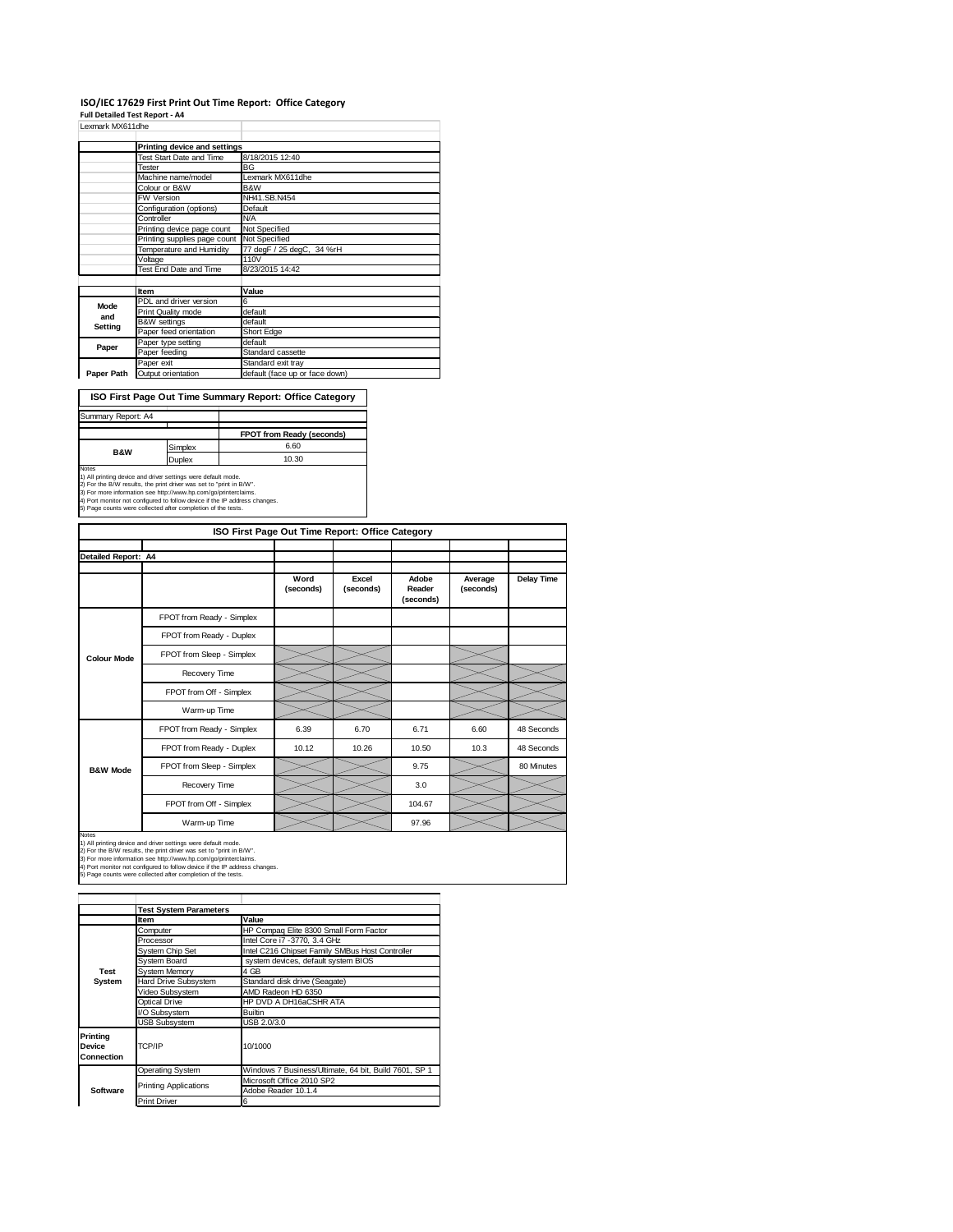# ISO/IEC 17629 First Print Out Time Report: Office Category

**Full Detailed Test Report - A4**

| Lexmark MX611dhe | | |
|---|---|---|
| | **Printing device and settings** | |
| | Test Start Date and Time | 8/18/2015 12:40 |
| | Tester | BG |
| | Machine name/model | Lexmark MX611dhe |
| | Colour or B&W | B&W |
| | FW Version | NH41.SB.N454 |
| | Configuration (options) | Default |
| | Controller | N/A |
| | Printing device page count | Not Specified |
| | Printing supplies page count | Not Specified |
| | Temperature and Humidity | 77 degF / 25 degC, 34 %rH |
| | Voltage | 110V |
| | Test End Date and Time | 8/23/2015 14:42 |
| | | |
| | **Item** | **Value** |
| **Mode and Setting** | PDL and driver version | 6 |
| | Print Quality mode | default |
| | B&W settings | default |
| | Paper feed orientation | Short Edge |
| **Paper** | Paper type setting | default |
| | Paper feeding | Standard cassette |
| | Paper exit | Standard exit tray |
| **Paper Path** | Output orientation | default (face up or face down) |

## ISO First Page Out Time Summary Report: Office Category

| Summary Report: A4 | | |
|---|---|---|
| | | **FPOT from Ready (seconds)** |
| **B&W** | Simplex | 6.60 |
| | Duplex | 10.30 |

Notes
1) All printing device and driver settings were default mode.
2) For the B/W results, the print driver was set to "print in B/W".
3) For more information see http://www.hp.com/go/printerclaims.
4) Port monitor not configured to follow device if the IP address changes.
5) Page counts were collected after completion of the tests.

## ISO First Page Out Time Report: Office Category

| Detailed Report: A4 | | Word (seconds) | Excel (seconds) | Adobe Reader (seconds) | Average (seconds) | Delay Time |
|---|---|---|---|---|---|---|
| **Colour Mode** | FPOT from Ready - Simplex | | | | | |
| | FPOT from Ready - Duplex | | | | | |
| | FPOT from Sleep - Simplex | | | | | |
| | Recovery Time | | | | | |
| | FPOT from Off - Simplex | | | | | |
| | Warm-up Time | | | | | |
| **B&W Mode** | FPOT from Ready - Simplex | 6.39 | 6.70 | 6.71 | 6.60 | 48 Seconds |
| | FPOT from Ready - Duplex | 10.12 | 10.26 | 10.50 | 10.3 | 48 Seconds |
| | FPOT from Sleep - Simplex | | | 9.75 | | 80 Minutes |
| | Recovery Time | | | 3.0 | | |
| | FPOT from Off - Simplex | | | 104.67 | | |
| | Warm-up Time | | | 97.96 | | |

Notes
1) All printing device and driver settings were default mode.
2) For the B/W results, the print driver was set to "print in B/W".
3) For more information see http://www.hp.com/go/printerclaims.
4) Port monitor not configured to follow device if the IP address changes.
5) Page counts were collected after completion of the tests.

| | **Test System Parameters** | |
|---|---|---|
| | **Item** | **Value** |
| **Test System** | Computer | HP Compaq Elite 8300 Small Form Factor |
| | Processor | Intel Core i7 -3770, 3.4 GHz |
| | System Chip Set | Intel C216 Chipset Family SMBus Host Controller |
| | System Board | system devices, default system BIOS |
| | System Memory | 4 GB |
| | Hard Drive Subsystem | Standard disk drive (Seagate) |
| | Video Subsystem | AMD Radeon HD 6350 |
| | Optical Drive | HP DVD A DH16aCSHR ATA |
| | I/O Subsystem | Builtin |
| | USB Subsystem | USB 2.0/3.0 |
| **Printing Device Connection** | TCP/IP | 10/1000 |
| **Software** | Operating System | Windows 7 Business/Ultimate, 64 bit, Build 7601, SP 1 |
| | Printing Applications | Microsoft Office 2010 SP2 |
| | | Adobe Reader 10.1.4 |
| | Print Driver | 6 |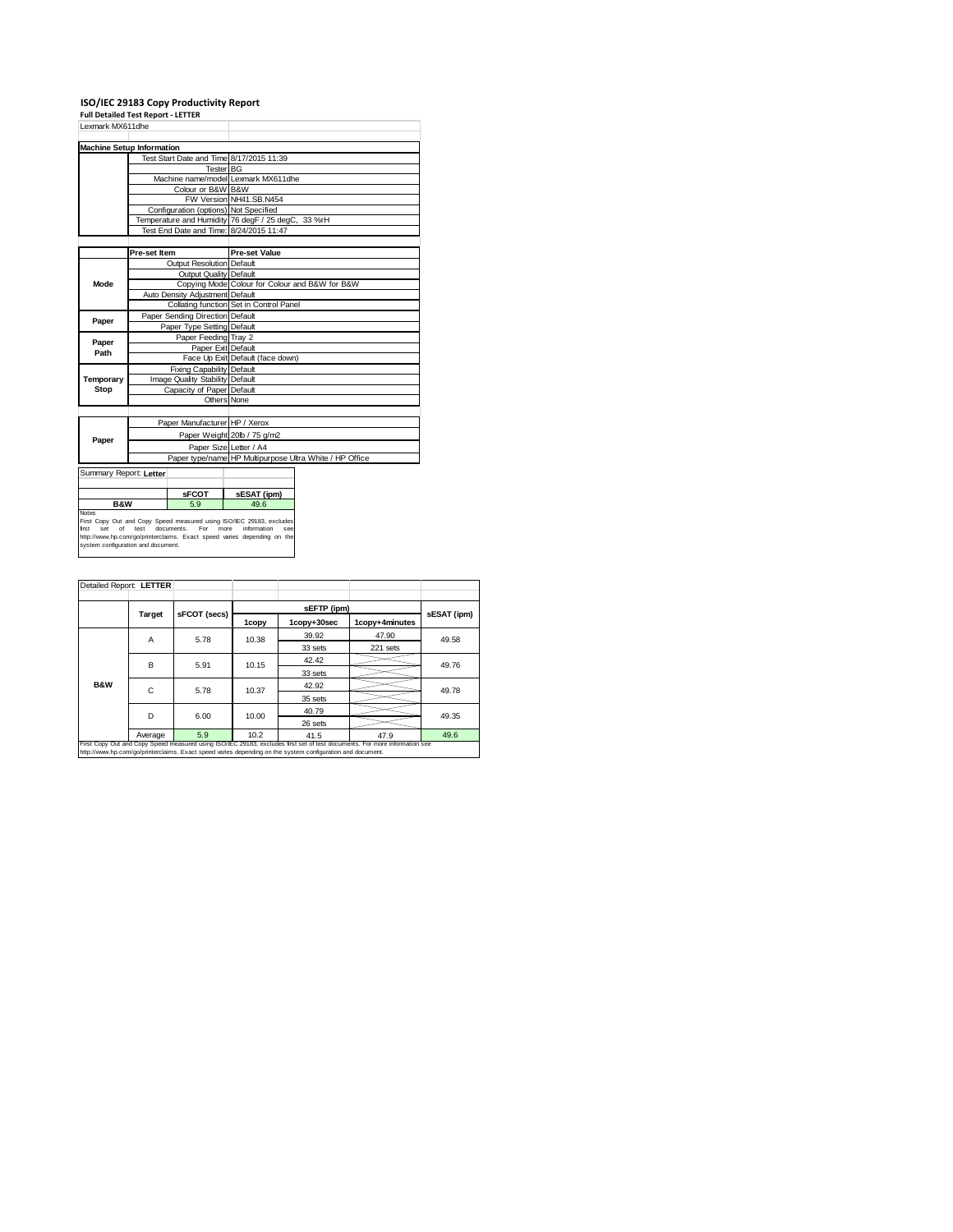# ISO/IEC 29183 Copy Productivity Report

**Full Detailed Test Report - LETTER**

Lexmark MX611dhe

| Machine Setup Information | | |
|---|---|---|
| | Test Start Date and Time | 8/17/2015 11:39 |
| | Tester | BG |
| | Machine name/model | Lexmark MX611dhe |
| | Colour or B&W | B&W |
| | FW Version | NH41.SB.N454 |
| | Configuration (options) | Not Specified |
| | Temperature and Humidity | 76 degF / 25 degC, 33 %rH |
| | Test End Date and Time: | 8/24/2015 11:47 |

| | Pre-set Item | Pre-set Value |
|---|---|---|
| Mode | Output Resolution | Default |
| | Output Quality | Default |
| | Copying Mode | Colour for Colour and B&W for B&W |
| | Auto Density Adjustment | Default |
| | Collating function | Set in Control Panel |
| Paper | Paper Sending Direction | Default |
| | Paper Type Setting | Default |
| Paper Path | Paper Feeding | Tray 2 |
| | Paper Exit | Default |
| | Face Up Exit | Default (face down) |
| Temporary Stop | Fixing Capability | Default |
| | Image Quality Stability | Default |
| | Capacity of Paper | Default |
| | Others | None |

| | | |
|---|---|---|
| Paper | Paper Manufacturer | HP / Xerox |
| | Paper Weight | 20lb / 75 g/m2 |
| | Paper Size | Letter / A4 |
| | Paper type/name | HP Multipurpose Ultra White / HP Office |

Summary Report: **Letter**

| | sFCOT | sESAT (ipm) |
|---|---|---|
| B&W | 5.9 | 49.6 |

Notes

First Copy Out and Copy Speed measured using ISO/IEC 29183, excludes first set of test documents. For more information see http://www.hp.com/go/printerclaims. Exact speed varies depending on the system configuration and document.

Detailed Report: **LETTER**

| | Target | sFCOT (secs) | sEFTP (ipm) | | | sESAT (ipm) |
|---|---|---|---|---|---|---|
| | | | 1copy | 1copy+30sec | 1copy+4minutes | |
| B&W | A | 5.78 | 10.38 | 39.92 | 47.90 | 49.58 |
| | | | | 33 sets | 221 sets | |
| | B | 5.91 | 10.15 | 42.42 | | 49.76 |
| | | | | 33 sets | | |
| | C | 5.78 | 10.37 | 42.92 | | 49.78 |
| | | | | 35 sets | | |
| | D | 6.00 | 10.00 | 40.79 | | 49.35 |
| | | | | 26 sets | | |
| | Average | 5.9 | 10.2 | 41.5 | 47.9 | 49.6 |

First Copy Out and Copy Speed measured using ISO/IEC 29183, excludes first set of test documents. For more information see http://www.hp.com/go/printerclaims. Exact speed varies depending on the system configuration and document.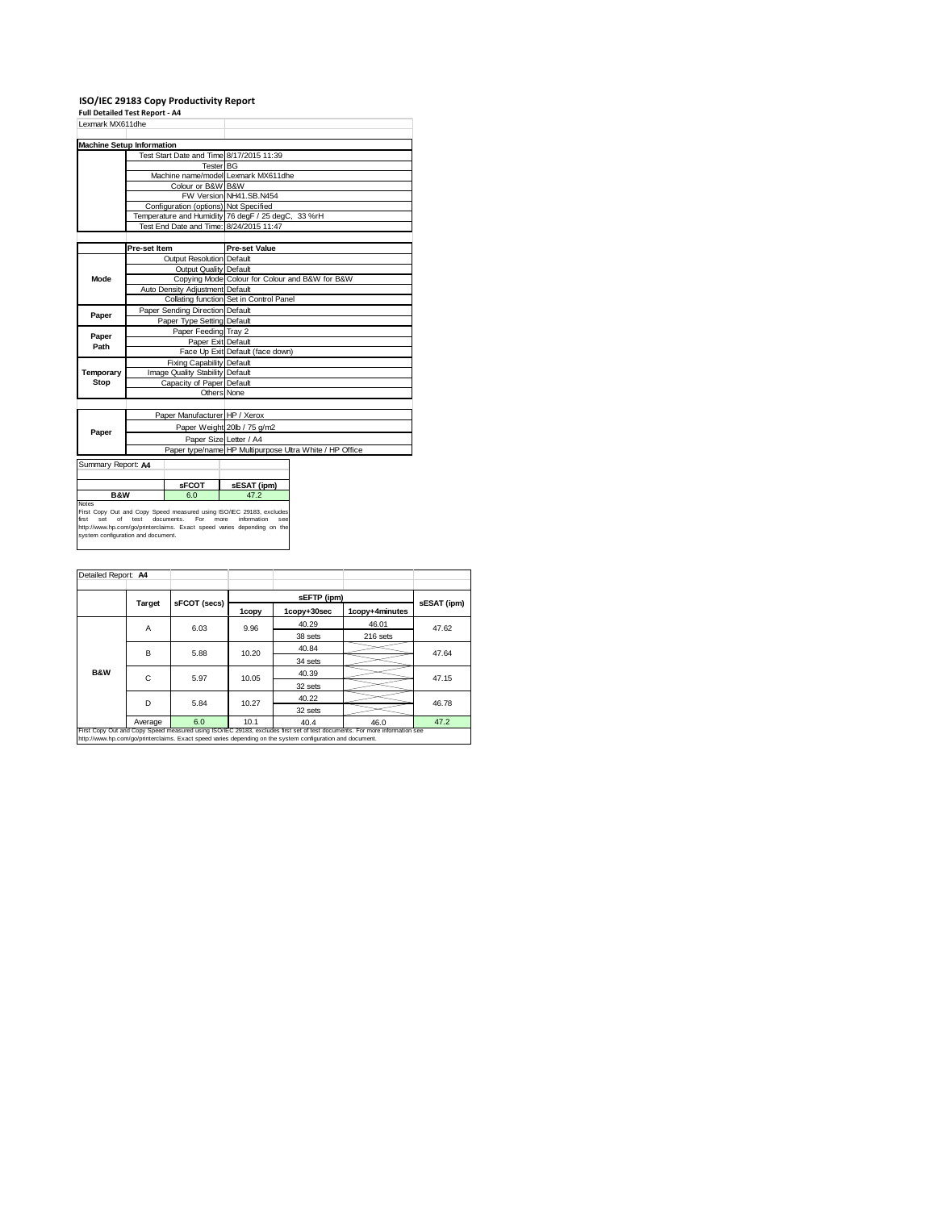# ISO/IEC 29183 Copy Productivity Report

**Full Detailed Test Report - A4**

Lexmark MX611dhe

| **Machine Setup Information** | | |
|---|---|---|
| | Test Start Date and Time | 8/17/2015 11:39 |
| | Tester | BG |
| | Machine name/model | Lexmark MX611dhe |
| | Colour or B&W | B&W |
| | FW Version | NH41.SB.N454 |
| | Configuration (options) | Not Specified |
| | Temperature and Humidity | 76 degF / 25 degC, 33 %rH |
| | Test End Date and Time: | 8/24/2015 11:47 |

| | Pre-set Item | Pre-set Value |
|---|---|---|
| **Mode** | Output Resolution | Default |
| | Output Quality | Default |
| | Copying Mode | Colour for Colour and B&W for B&W |
| | Auto Density Adjustment | Default |
| | Collating function | Set in Control Panel |
| **Paper** | Paper Sending Direction | Default |
| | Paper Type Setting | Default |
| **Paper Path** | Paper Feeding | Tray 2 |
| | Paper Exit | Default |
| | Face Up Exit | Default (face down) |
| **Temporary Stop** | Fixing Capability | Default |
| | Image Quality Stability | Default |
| | Capacity of Paper | Default |
| | Others | None |

| | | |
|---|---|---|
| **Paper** | Paper Manufacturer | HP / Xerox |
| | Paper Weight | 20lb / 75 g/m2 |
| | Paper Size | Letter / A4 |
| | Paper type/name | HP Multipurpose Ultra White / HP Office |

Summary Report: **A4**

| | sFCOT | sESAT (ipm) |
|---|---|---|
| **B&W** | 6.0 | 47.2 |

Notes

First Copy Out and Copy Speed measured using ISO/IEC 29183, excludes first set of test documents. For more information see http://www.hp.com/go/printerclaims. Exact speed varies depending on the system configuration and document.

Detailed Report: **A4**

| | Target | sFCOT (secs) | sEFTP (ipm) 1copy | sEFTP (ipm) 1copy+30sec | sEFTP (ipm) 1copy+4minutes | sESAT (ipm) |
|---|---|---|---|---|---|---|
| **B&W** | A | 6.03 | 9.96 | 40.29 | 46.01 | 47.62 |
| | | | | 38 sets | 216 sets | |
| | B | 5.88 | 10.20 | 40.84 | | 47.64 |
| | | | | 34 sets | | |
| | C | 5.97 | 10.05 | 40.39 | | 47.15 |
| | | | | 32 sets | | |
| | D | 5.84 | 10.27 | 40.22 | | 46.78 |
| | | | | 32 sets | | |
| | Average | 6.0 | 10.1 | 40.4 | 46.0 | 47.2 |

First Copy Out and Copy Speed measured using ISO/IEC 29183, excludes first set of test documents. For more information see http://www.hp.com/go/printerclaims. Exact speed varies depending on the system configuration and document.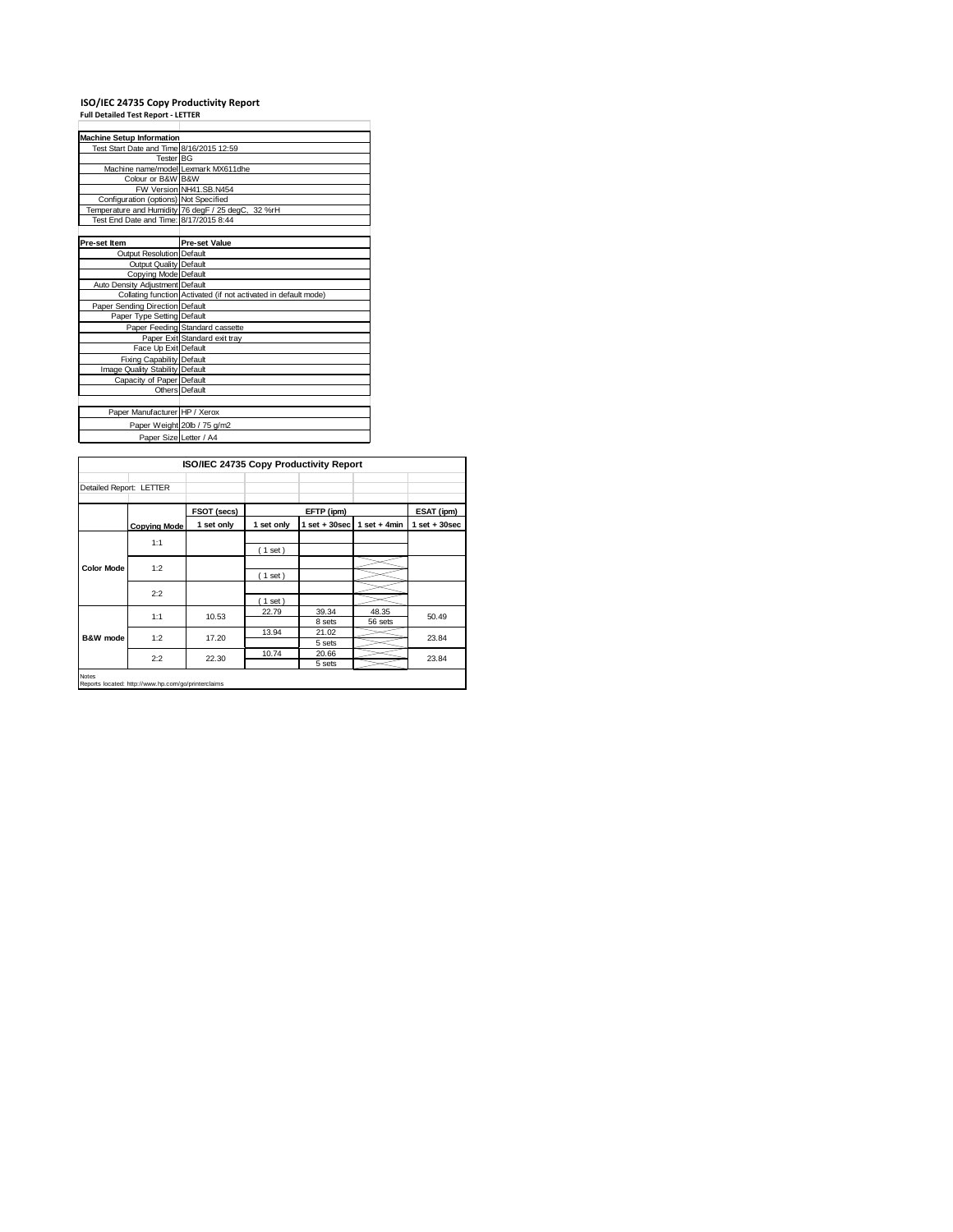# ISO/IEC 24735 Copy Productivity Report

**Full Detailed Test Report - LETTER**

| Machine Setup Information | |
|---|---|
| Test Start Date and Time | 8/16/2015 12:59 |
| Tester | BG |
| Machine name/model | Lexmark MX611dhe |
| Colour or B&W | B&W |
| FW Version | NH41.SB.N454 |
| Configuration (options) | Not Specified |
| Temperature and Humidity | 76 degF / 25 degC, 32 %rH |
| Test End Date and Time: | 8/17/2015 8:44 |

| Pre-set Item | Pre-set Value |
|---|---|
| Output Resolution | Default |
| Output Quality | Default |
| Copying Mode | Default |
| Auto Density Adjustment | Default |
| Collating function | Activated (if not activated in default mode) |
| Paper Sending Direction | Default |
| Paper Type Setting | Default |
| Paper Feeding | Standard cassette |
| Paper Exit | Standard exit tray |
| Face Up Exit | Default |
| Fixing Capability | Default |
| Image Quality Stability | Default |
| Capacity of Paper | Default |
| Others | Default |

| | |
|---|---|
| Paper Manufacturer | HP / Xerox |
| Paper Weight | 20lb / 75 g/m2 |
| Paper Size | Letter / A4 |

**ISO/IEC 24735 Copy Productivity Report**

Detailed Report: LETTER

| | | FSOT (secs) | EFTP (ipm) | | | ESAT (ipm) |
|---|---|---|---|---|---|---|
| | **Copying Mode** | 1 set only | 1 set only | 1 set + 30sec | 1 set + 4min | 1 set + 30sec |
| **Color Mode** | 1:1 | | ( 1 set ) | | | |
| | 1:2 | | ( 1 set ) | | | |
| | 2:2 | | ( 1 set ) | | | |
| **B&W mode** | 1:1 | 10.53 | 22.79 | 39.34<br>8 sets | 48.35<br>56 sets | 50.49 |
| | 1:2 | 17.20 | 13.94 | 21.02<br>5 sets | | 23.84 |
| | 2:2 | 22.30 | 10.74 | 20.66<br>5 sets | | 23.84 |

Notes
Reports located: http://www.hp.com/go/printerclaims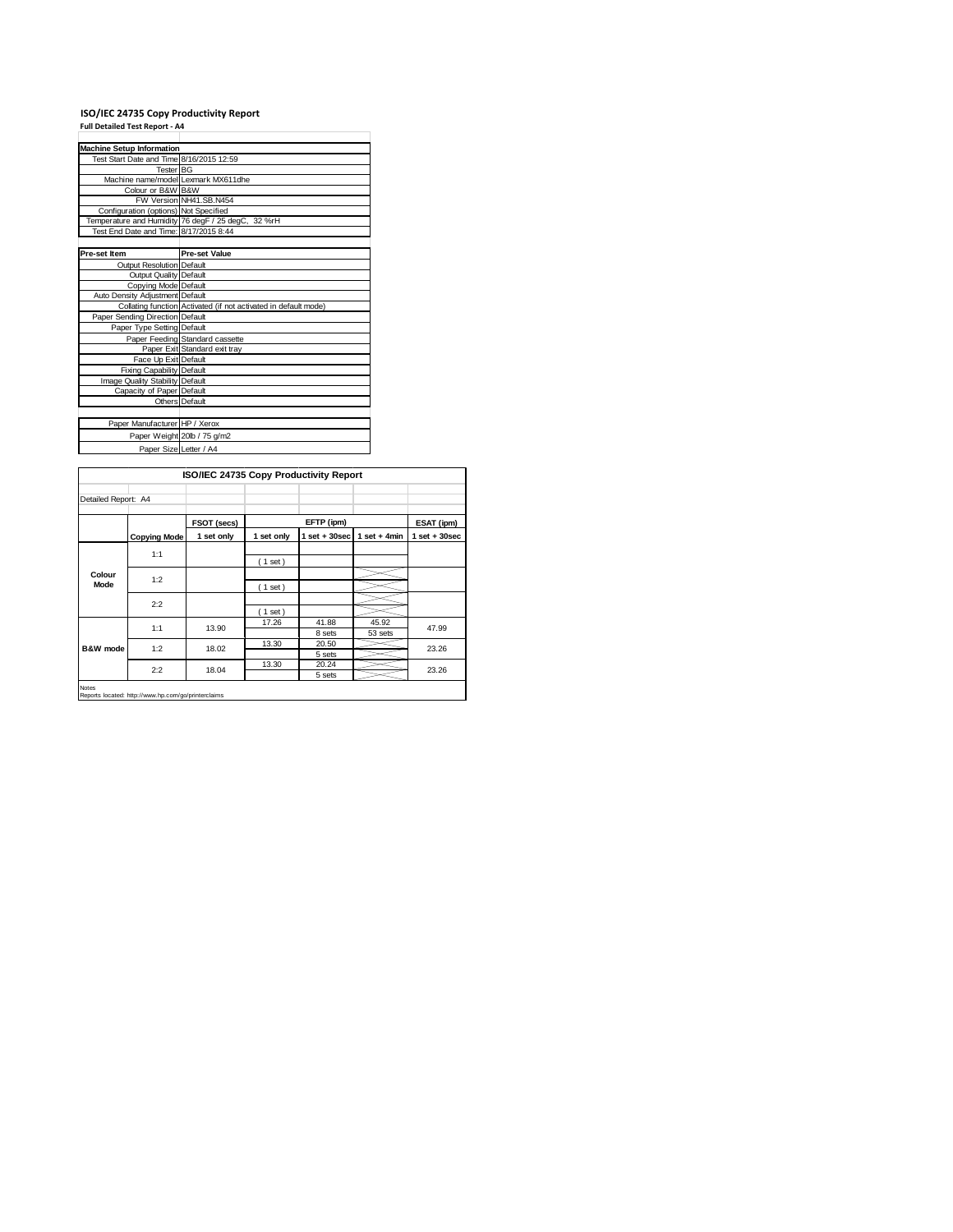# ISO/IEC 24735 Copy Productivity Report

**Full Detailed Test Report - A4**

| Machine Setup Information | |
|---|---|
| Test Start Date and Time | 8/16/2015 12:59 |
| Tester | BG |
| Machine name/model | Lexmark MX611dhe |
| Colour or B&W | B&W |
| FW Version | NH41.SB.N454 |
| Configuration (options) | Not Specified |
| Temperature and Humidity | 76 degF / 25 degC, 32 %rH |
| Test End Date and Time: | 8/17/2015 8:44 |

| Pre-set Item | Pre-set Value |
|---|---|
| Output Resolution | Default |
| Output Quality | Default |
| Copying Mode | Default |
| Auto Density Adjustment | Default |
| Collating function | Activated (if not activated in default mode) |
| Paper Sending Direction | Default |
| Paper Type Setting | Default |
| Paper Feeding | Standard cassette |
| Paper Exit | Standard exit tray |
| Face Up Exit | Default |
| Fixing Capability | Default |
| Image Quality Stability | Default |
| Capacity of Paper | Default |
| Others | Default |

| | |
|---|---|
| Paper Manufacturer | HP / Xerox |
| Paper Weight | 20lb / 75 g/m2 |
| Paper Size | Letter / A4 |

**ISO/IEC 24735 Copy Productivity Report**

Detailed Report: A4

| | | FSOT (secs) | EFTP (ipm) | | | ESAT (ipm) |
|---|---|---|---|---|---|---|
| | Copying Mode | 1 set only | 1 set only | 1 set + 30sec | 1 set + 4min | 1 set + 30sec |
| Colour Mode | 1:1 | | ( 1 set ) | | | |
| | 1:2 | | ( 1 set ) | | | |
| | 2:2 | | ( 1 set ) | | | |
| B&W mode | 1:1 | 13.90 | 17.26 | 41.88<br>8 sets | 45.92<br>53 sets | 47.99 |
| | 1:2 | 18.02 | 13.30 | 20.50<br>5 sets | | 23.26 |
| | 2:2 | 18.04 | 13.30 | 20.24<br>5 sets | | 23.26 |

Notes

Reports located: http://www.hp.com/go/printerclaims